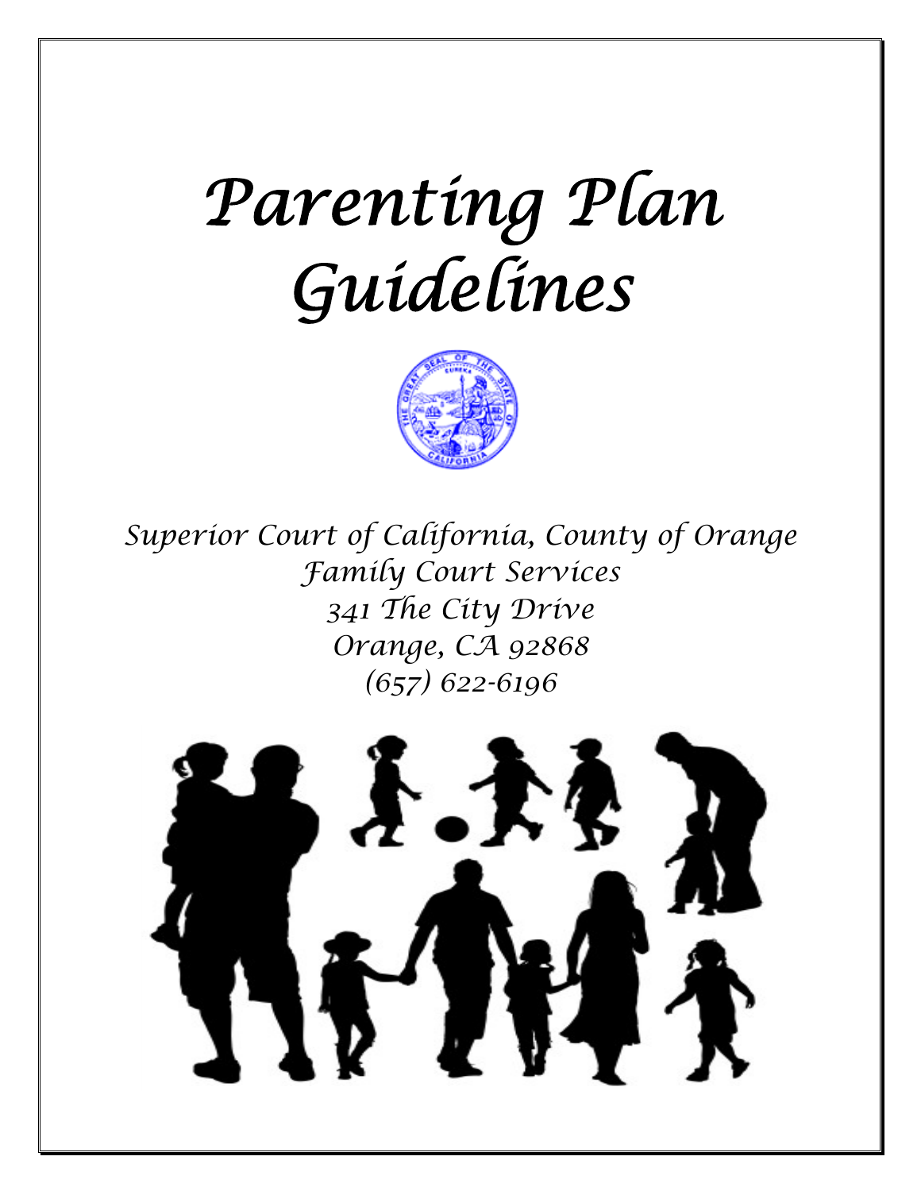# Parenting Plan Guidelines

*Superior Court of California, County of Orange*
*Family Court Services*
*341 The City Drive*
*Orange, CA 92868*
*(657) 622-6196*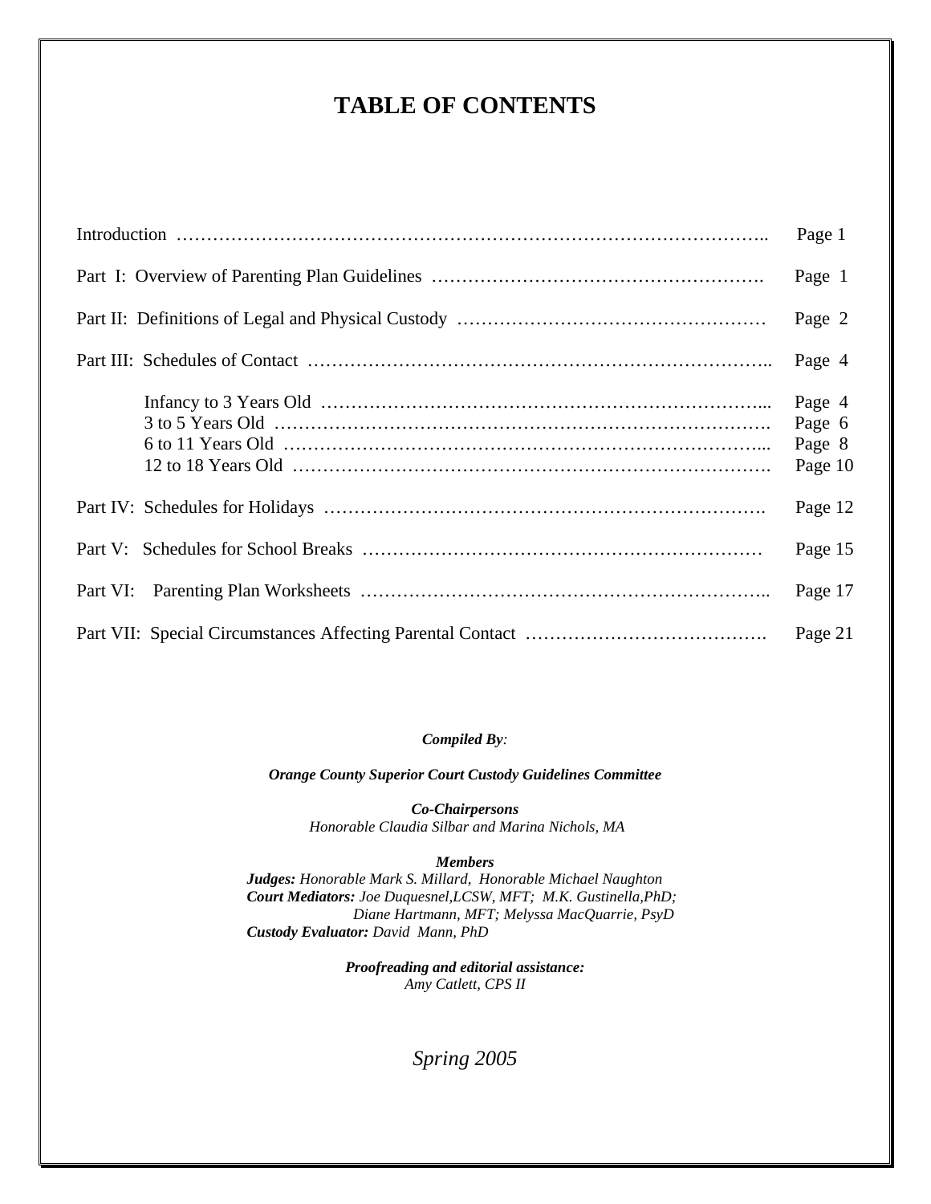# TABLE OF CONTENTS

| | |
|---|---|
| Introduction | Page 1 |
| Part I: Overview of Parenting Plan Guidelines | Page 1 |
| Part II: Definitions of Legal and Physical Custody | Page 2 |
| Part III: Schedules of Contact | Page 4 |
| Infancy to 3 Years Old | Page 4 |
| 3 to 5 Years Old | Page 6 |
| 6 to 11 Years Old | Page 8 |
| 12 to 18 Years Old | Page 10 |
| Part IV: Schedules for Holidays | Page 12 |
| Part V: Schedules for School Breaks | Page 15 |
| Part VI: Parenting Plan Worksheets | Page 17 |
| Part VII: Special Circumstances Affecting Parental Contact | Page 21 |

***Compiled By**:*

***Orange County Superior Court Custody Guidelines Committee***

***Co-Chairpersons***
*Honorable Claudia Silbar and Marina Nichols, MA*

***Members***
***Judges:** Honorable Mark S. Millard, Honorable Michael Naughton*
***Court Mediators:** Joe Duquesnel,LCSW, MFT; M.K. Gustinella,PhD; Diane Hartmann, MFT; Melyssa MacQuarrie, PsyD*
***Custody Evaluator:** David Mann, PhD*

***Proofreading and editorial assistance:***
*Amy Catlett, CPS II*

*Spring 2005*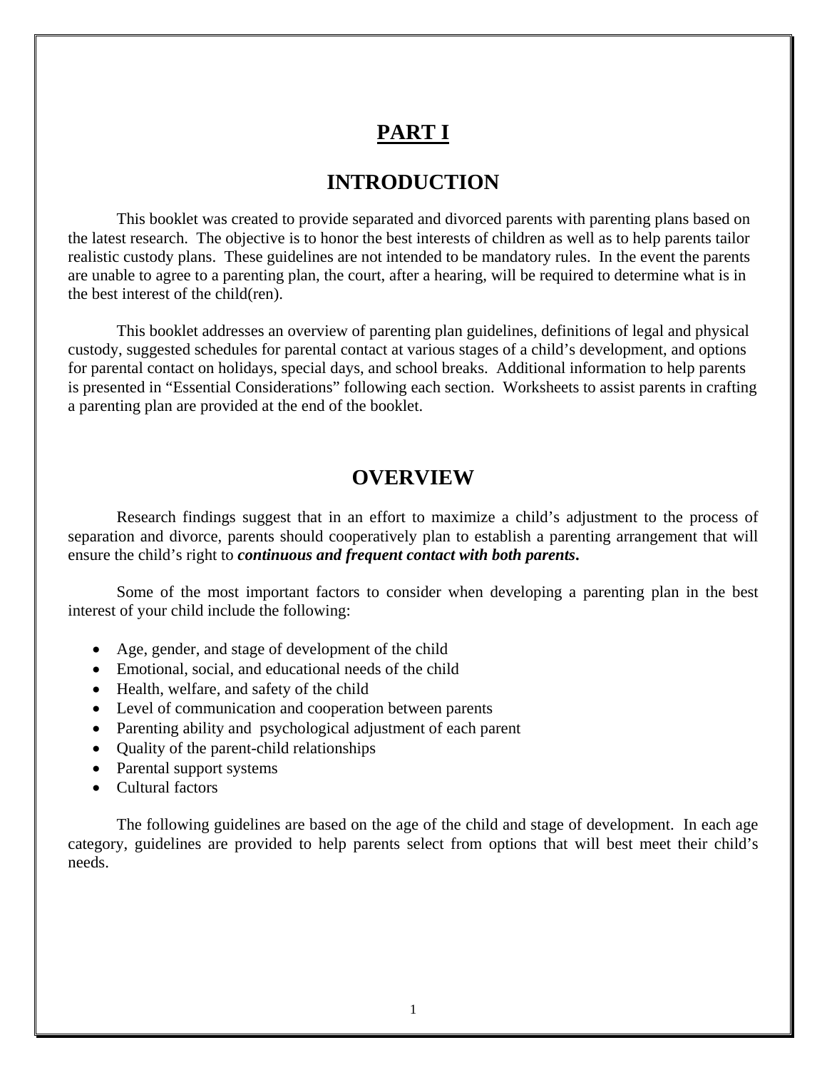# PART I

## INTRODUCTION

This booklet was created to provide separated and divorced parents with parenting plans based on the latest research. The objective is to honor the best interests of children as well as to help parents tailor realistic custody plans. These guidelines are not intended to be mandatory rules. In the event the parents are unable to agree to a parenting plan, the court, after a hearing, will be required to determine what is in the best interest of the child(ren).

This booklet addresses an overview of parenting plan guidelines, definitions of legal and physical custody, suggested schedules for parental contact at various stages of a child's development, and options for parental contact on holidays, special days, and school breaks. Additional information to help parents is presented in "Essential Considerations" following each section. Worksheets to assist parents in crafting a parenting plan are provided at the end of the booklet.

## OVERVIEW

Research findings suggest that in an effort to maximize a child's adjustment to the process of separation and divorce, parents should cooperatively plan to establish a parenting arrangement that will ensure the child's right to ***continuous and frequent contact with both parents*.**

Some of the most important factors to consider when developing a parenting plan in the best interest of your child include the following:

- Age, gender, and stage of development of the child
- Emotional, social, and educational needs of the child
- Health, welfare, and safety of the child
- Level of communication and cooperation between parents
- Parenting ability and psychological adjustment of each parent
- Quality of the parent-child relationships
- Parental support systems
- Cultural factors

The following guidelines are based on the age of the child and stage of development. In each age category, guidelines are provided to help parents select from options that will best meet their child's needs.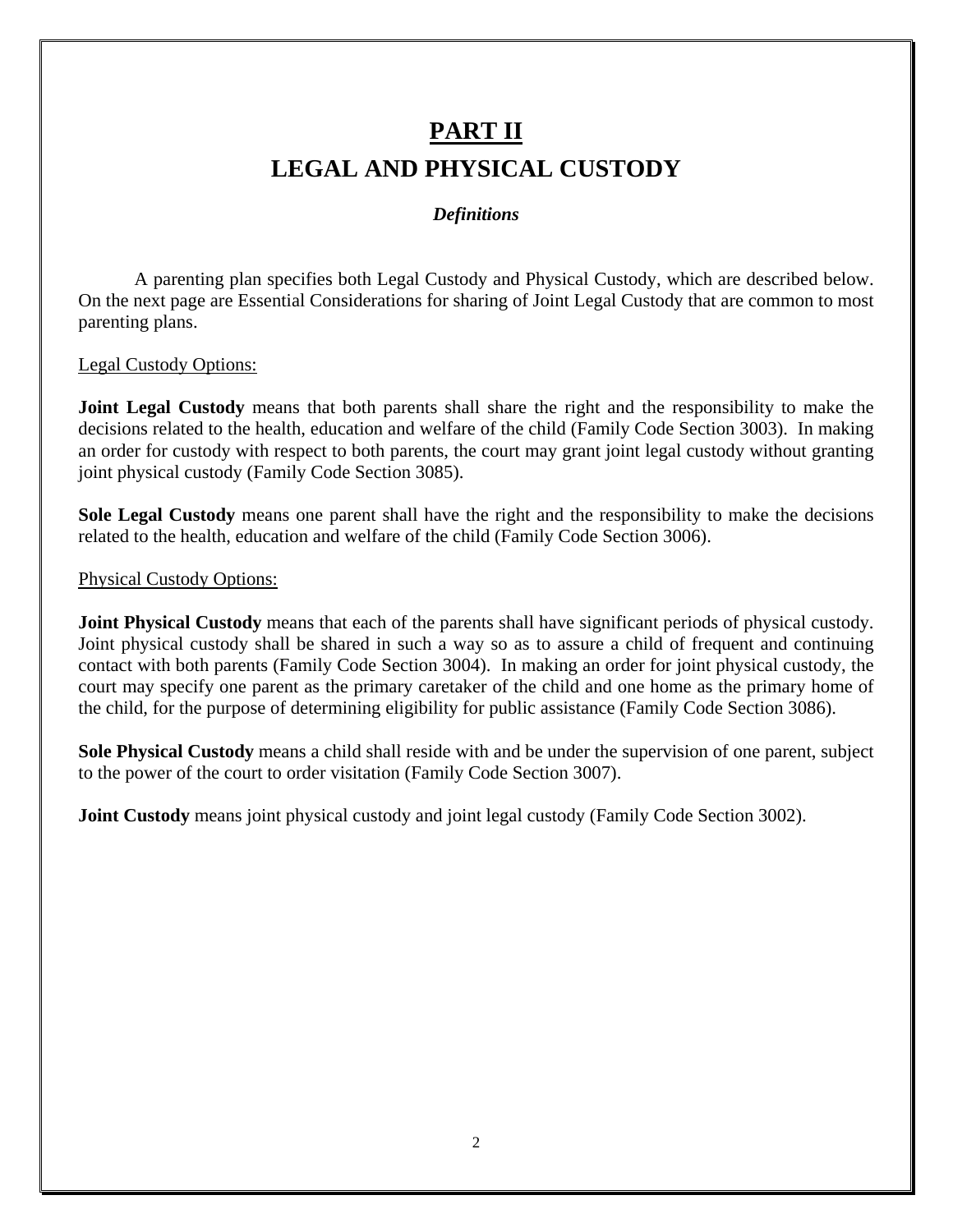# PART II

# LEGAL AND PHYSICAL CUSTODY

***Definitions***

A parenting plan specifies both Legal Custody and Physical Custody, which are described below. On the next page are Essential Considerations for sharing of Joint Legal Custody that are common to most parenting plans.

Legal Custody Options:

**Joint Legal Custody** means that both parents shall share the right and the responsibility to make the decisions related to the health, education and welfare of the child (Family Code Section 3003). In making an order for custody with respect to both parents, the court may grant joint legal custody without granting joint physical custody (Family Code Section 3085).

**Sole Legal Custody** means one parent shall have the right and the responsibility to make the decisions related to the health, education and welfare of the child (Family Code Section 3006).

Physical Custody Options:

**Joint Physical Custody** means that each of the parents shall have significant periods of physical custody. Joint physical custody shall be shared in such a way so as to assure a child of frequent and continuing contact with both parents (Family Code Section 3004). In making an order for joint physical custody, the court may specify one parent as the primary caretaker of the child and one home as the primary home of the child, for the purpose of determining eligibility for public assistance (Family Code Section 3086).

**Sole Physical Custody** means a child shall reside with and be under the supervision of one parent, subject to the power of the court to order visitation (Family Code Section 3007).

**Joint Custody** means joint physical custody and joint legal custody (Family Code Section 3002).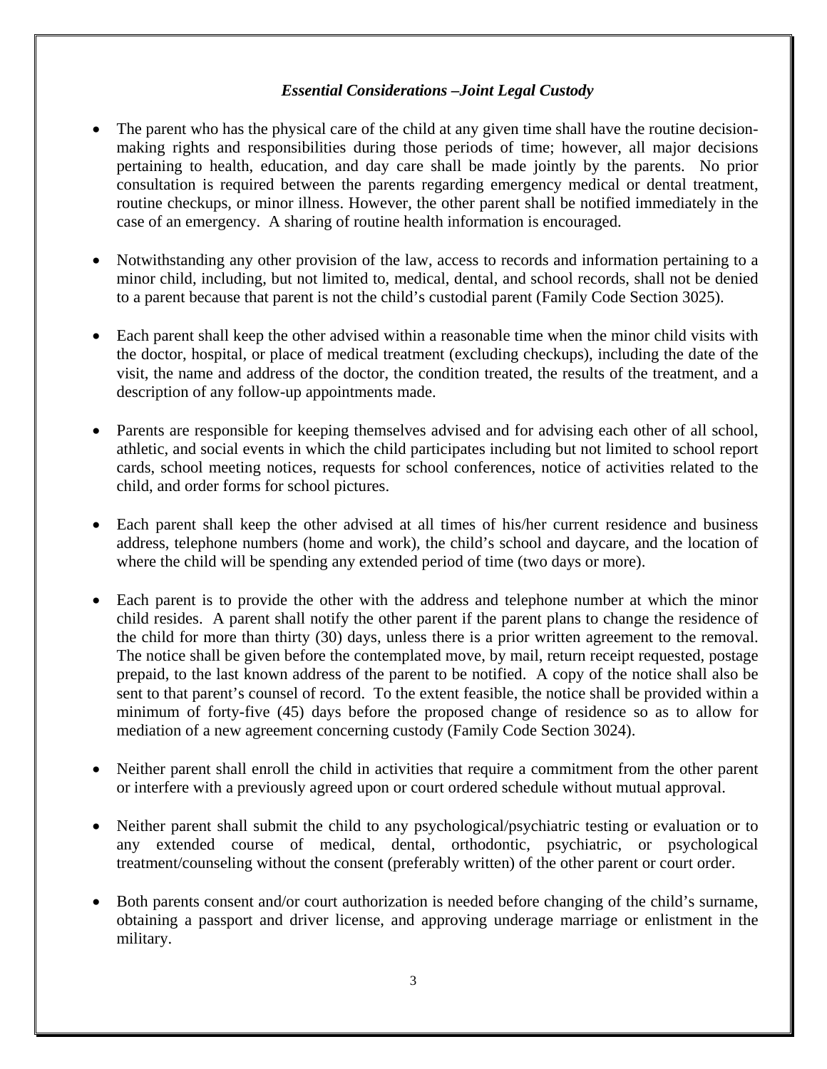### *Essential Considerations –Joint Legal Custody*

- The parent who has the physical care of the child at any given time shall have the routine decision-making rights and responsibilities during those periods of time; however, all major decisions pertaining to health, education, and day care shall be made jointly by the parents. No prior consultation is required between the parents regarding emergency medical or dental treatment, routine checkups, or minor illness. However, the other parent shall be notified immediately in the case of an emergency. A sharing of routine health information is encouraged.

- Notwithstanding any other provision of the law, access to records and information pertaining to a minor child, including, but not limited to, medical, dental, and school records, shall not be denied to a parent because that parent is not the child's custodial parent (Family Code Section 3025).

- Each parent shall keep the other advised within a reasonable time when the minor child visits with the doctor, hospital, or place of medical treatment (excluding checkups), including the date of the visit, the name and address of the doctor, the condition treated, the results of the treatment, and a description of any follow-up appointments made.

- Parents are responsible for keeping themselves advised and for advising each other of all school, athletic, and social events in which the child participates including but not limited to school report cards, school meeting notices, requests for school conferences, notice of activities related to the child, and order forms for school pictures.

- Each parent shall keep the other advised at all times of his/her current residence and business address, telephone numbers (home and work), the child's school and daycare, and the location of where the child will be spending any extended period of time (two days or more).

- Each parent is to provide the other with the address and telephone number at which the minor child resides. A parent shall notify the other parent if the parent plans to change the residence of the child for more than thirty (30) days, unless there is a prior written agreement to the removal. The notice shall be given before the contemplated move, by mail, return receipt requested, postage prepaid, to the last known address of the parent to be notified. A copy of the notice shall also be sent to that parent's counsel of record. To the extent feasible, the notice shall be provided within a minimum of forty-five (45) days before the proposed change of residence so as to allow for mediation of a new agreement concerning custody (Family Code Section 3024).

- Neither parent shall enroll the child in activities that require a commitment from the other parent or interfere with a previously agreed upon or court ordered schedule without mutual approval.

- Neither parent shall submit the child to any psychological/psychiatric testing or evaluation or to any extended course of medical, dental, orthodontic, psychiatric, or psychological treatment/counseling without the consent (preferably written) of the other parent or court order.

- Both parents consent and/or court authorization is needed before changing of the child's surname, obtaining a passport and driver license, and approving underage marriage or enlistment in the military.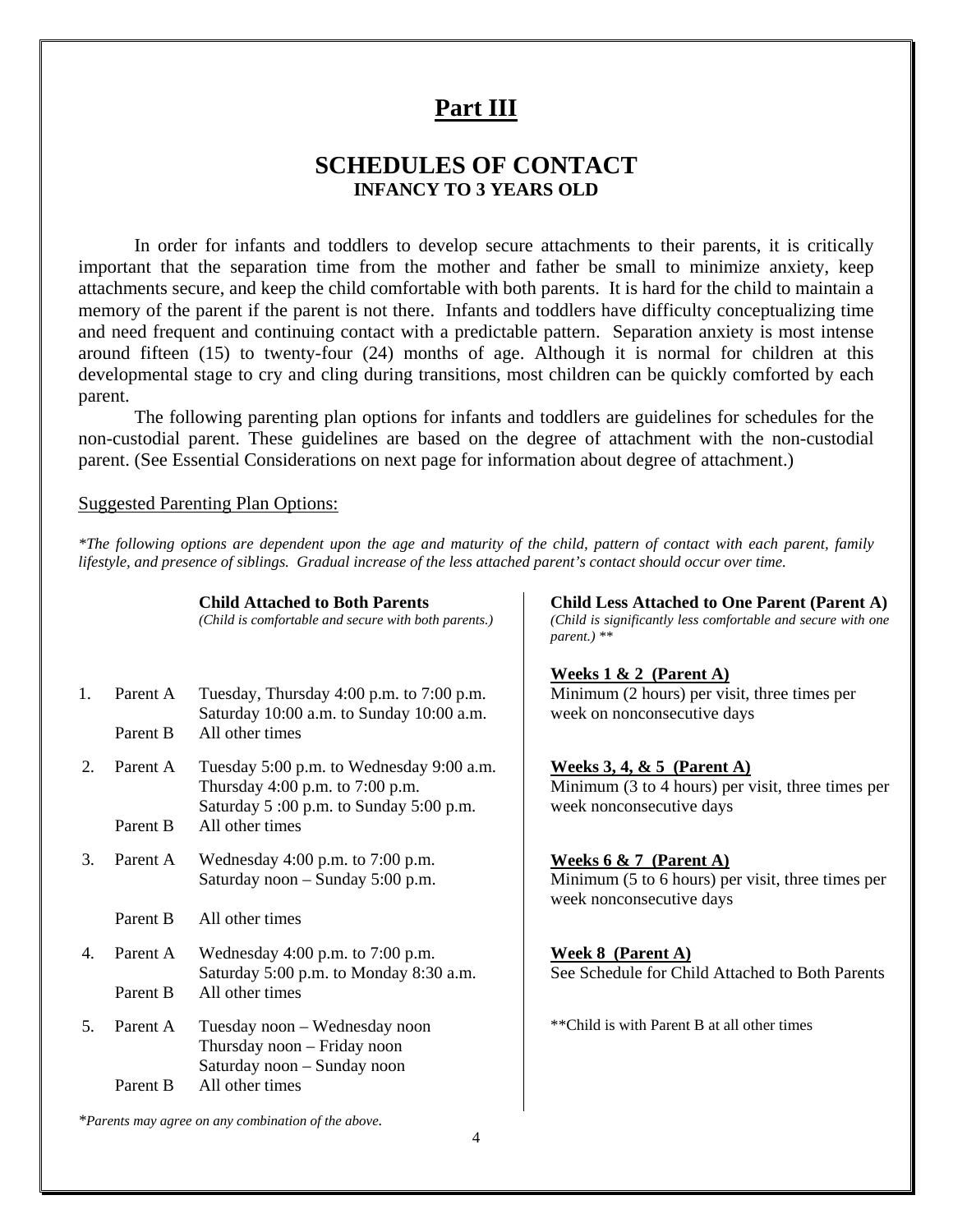# Part III

## SCHEDULES OF CONTACT

### INFANCY TO 3 YEARS OLD

In order for infants and toddlers to develop secure attachments to their parents, it is critically important that the separation time from the mother and father be small to minimize anxiety, keep attachments secure, and keep the child comfortable with both parents. It is hard for the child to maintain a memory of the parent if the parent is not there. Infants and toddlers have difficulty conceptualizing time and need frequent and continuing contact with a predictable pattern. Separation anxiety is most intense around fifteen (15) to twenty-four (24) months of age. Although it is normal for children at this developmental stage to cry and cling during transitions, most children can be quickly comforted by each parent.

The following parenting plan options for infants and toddlers are guidelines for schedules for the non-custodial parent. These guidelines are based on the degree of attachment with the non-custodial parent. (See Essential Considerations on next page for information about degree of attachment.)

Suggested Parenting Plan Options:

*\*The following options are dependent upon the age and maturity of the child, pattern of contact with each parent, family lifestyle, and presence of siblings. Gradual increase of the less attached parent's contact should occur over time.*

**Child Attached to Both Parents**
*(Child is comfortable and secure with both parents.)*

1. Parent A — Tuesday, Thursday 4:00 p.m. to 7:00 p.m.; Saturday 10:00 a.m. to Sunday 10:00 a.m.
   Parent B — All other times
2. Parent A — Tuesday 5:00 p.m. to Wednesday 9:00 a.m.; Thursday 4:00 p.m. to 7:00 p.m.; Saturday 5 :00 p.m. to Sunday 5:00 p.m.
   Parent B — All other times
3. Parent A — Wednesday 4:00 p.m. to 7:00 p.m.; Saturday noon – Sunday 5:00 p.m.
   Parent B — All other times
4. Parent A — Wednesday 4:00 p.m. to 7:00 p.m.; Saturday 5:00 p.m. to Monday 8:30 a.m.
   Parent B — All other times
5. Parent A — Tuesday noon – Wednesday noon; Thursday noon – Friday noon; Saturday noon – Sunday noon
   Parent B — All other times

*\*Parents may agree on any combination of the above.*

**Child Less Attached to One Parent (Parent A)**
*(Child is significantly less comfortable and secure with one parent.) \*\**

**Weeks 1 & 2 (Parent A)**
Minimum (2 hours) per visit, three times per week on nonconsecutive days

**Weeks 3, 4, & 5 (Parent A)**
Minimum (3 to 4 hours) per visit, three times per week nonconsecutive days

**Weeks 6 & 7 (Parent A)**
Minimum (5 to 6 hours) per visit, three times per week nonconsecutive days

**Week 8 (Parent A)**
See Schedule for Child Attached to Both Parents

\*\*Child is with Parent B at all other times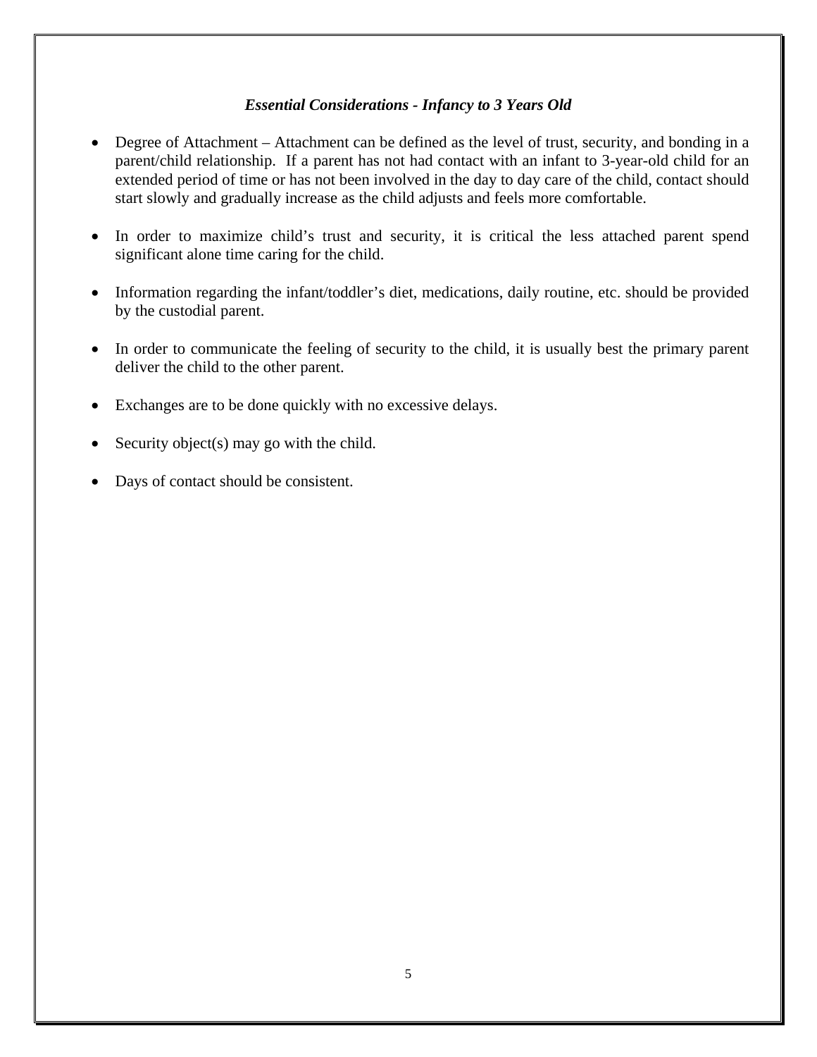### *Essential Considerations - Infancy to 3 Years Old*

- Degree of Attachment – Attachment can be defined as the level of trust, security, and bonding in a parent/child relationship. If a parent has not had contact with an infant to 3-year-old child for an extended period of time or has not been involved in the day to day care of the child, contact should start slowly and gradually increase as the child adjusts and feels more comfortable.

- In order to maximize child's trust and security, it is critical the less attached parent spend significant alone time caring for the child.

- Information regarding the infant/toddler's diet, medications, daily routine, etc. should be provided by the custodial parent.

- In order to communicate the feeling of security to the child, it is usually best the primary parent deliver the child to the other parent.

- Exchanges are to be done quickly with no excessive delays.

- Security object(s) may go with the child.

- Days of contact should be consistent.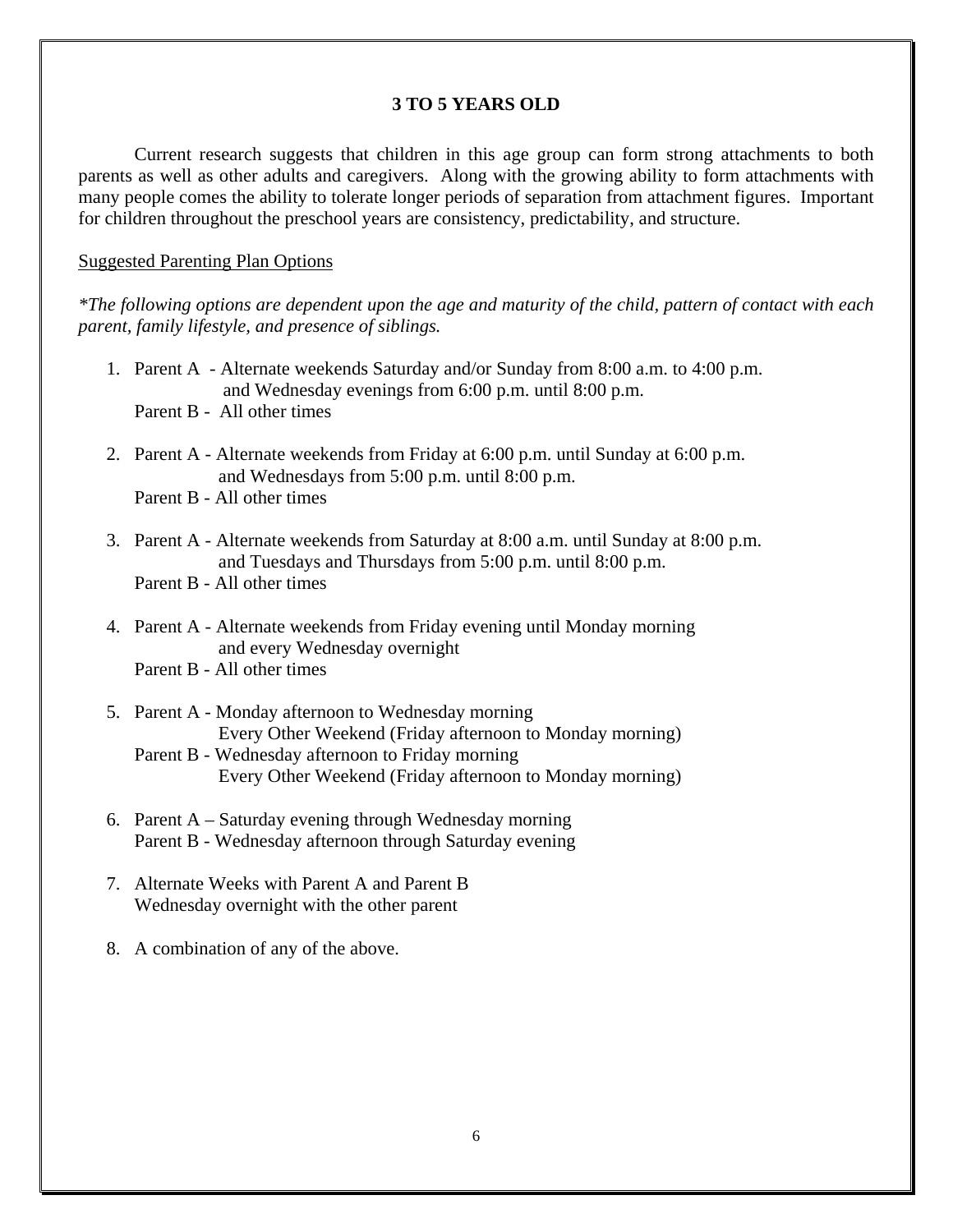## 3 TO 5 YEARS OLD

Current research suggests that children in this age group can form strong attachments to both parents as well as other adults and caregivers. Along with the growing ability to form attachments with many people comes the ability to tolerate longer periods of separation from attachment figures. Important for children throughout the preschool years are consistency, predictability, and structure.

<u>Suggested Parenting Plan Options</u>

*\*The following options are dependent upon the age and maturity of the child, pattern of contact with each parent, family lifestyle, and presence of siblings.*

1. Parent A - Alternate weekends Saturday and/or Sunday from 8:00 a.m. to 4:00 p.m. and Wednesday evenings from 6:00 p.m. until 8:00 p.m.  
   Parent B - All other times

2. Parent A - Alternate weekends from Friday at 6:00 p.m. until Sunday at 6:00 p.m. and Wednesdays from 5:00 p.m. until 8:00 p.m.  
   Parent B - All other times

3. Parent A - Alternate weekends from Saturday at 8:00 a.m. until Sunday at 8:00 p.m. and Tuesdays and Thursdays from 5:00 p.m. until 8:00 p.m.  
   Parent B - All other times

4. Parent A - Alternate weekends from Friday evening until Monday morning and every Wednesday overnight  
   Parent B - All other times

5. Parent A - Monday afternoon to Wednesday morning  
   Every Other Weekend (Friday afternoon to Monday morning)  
   Parent B - Wednesday afternoon to Friday morning  
   Every Other Weekend (Friday afternoon to Monday morning)

6. Parent A – Saturday evening through Wednesday morning  
   Parent B - Wednesday afternoon through Saturday evening

7. Alternate Weeks with Parent A and Parent B  
   Wednesday overnight with the other parent

8. A combination of any of the above.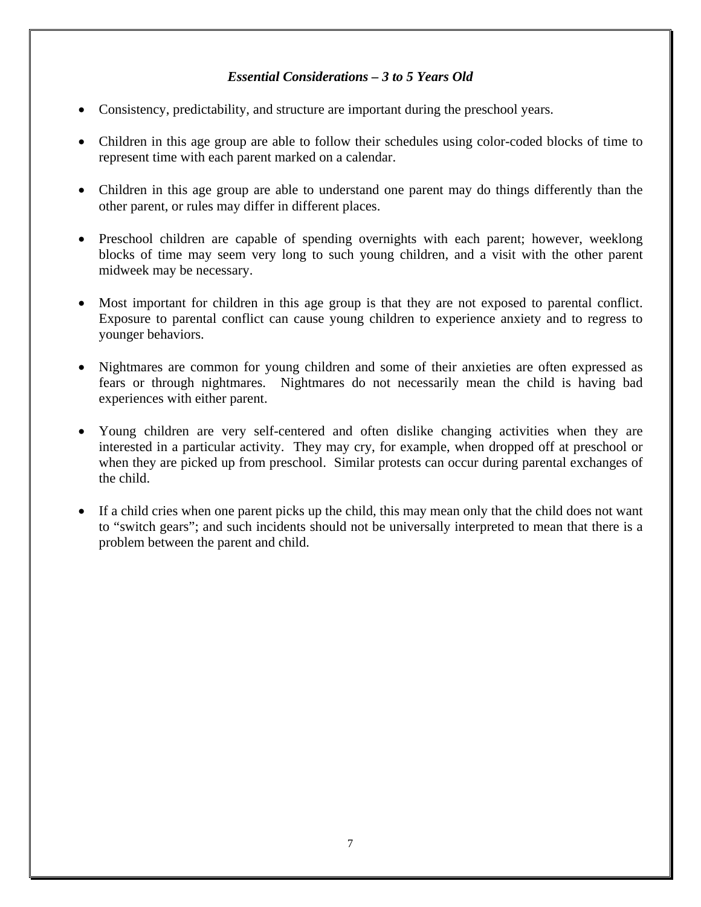### *Essential Considerations – 3 to 5 Years Old*

- Consistency, predictability, and structure are important during the preschool years.
- Children in this age group are able to follow their schedules using color-coded blocks of time to represent time with each parent marked on a calendar.
- Children in this age group are able to understand one parent may do things differently than the other parent, or rules may differ in different places.
- Preschool children are capable of spending overnights with each parent; however, weeklong blocks of time may seem very long to such young children, and a visit with the other parent midweek may be necessary.
- Most important for children in this age group is that they are not exposed to parental conflict. Exposure to parental conflict can cause young children to experience anxiety and to regress to younger behaviors.
- Nightmares are common for young children and some of their anxieties are often expressed as fears or through nightmares. Nightmares do not necessarily mean the child is having bad experiences with either parent.
- Young children are very self-centered and often dislike changing activities when they are interested in a particular activity. They may cry, for example, when dropped off at preschool or when they are picked up from preschool. Similar protests can occur during parental exchanges of the child.
- If a child cries when one parent picks up the child, this may mean only that the child does not want to "switch gears"; and such incidents should not be universally interpreted to mean that there is a problem between the parent and child.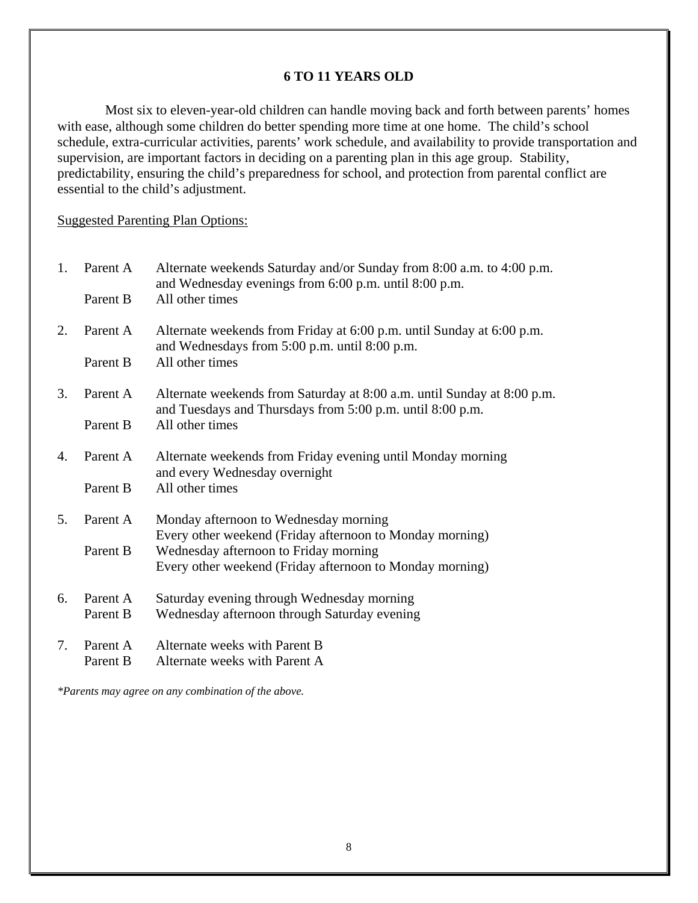## 6 TO 11 YEARS OLD

Most six to eleven-year-old children can handle moving back and forth between parents' homes with ease, although some children do better spending more time at one home. The child's school schedule, extra-curricular activities, parents' work schedule, and availability to provide transportation and supervision, are important factors in deciding on a parenting plan in this age group. Stability, predictability, ensuring the child's preparedness for school, and protection from parental conflict are essential to the child's adjustment.

<u>Suggested Parenting Plan Options:</u>

1. Parent A — Alternate weekends Saturday and/or Sunday from 8:00 a.m. to 4:00 p.m. and Wednesday evenings from 6:00 p.m. until 8:00 p.m.
   Parent B — All other times

2. Parent A — Alternate weekends from Friday at 6:00 p.m. until Sunday at 6:00 p.m. and Wednesdays from 5:00 p.m. until 8:00 p.m.
   Parent B — All other times

3. Parent A — Alternate weekends from Saturday at 8:00 a.m. until Sunday at 8:00 p.m. and Tuesdays and Thursdays from 5:00 p.m. until 8:00 p.m.
   Parent B — All other times

4. Parent A — Alternate weekends from Friday evening until Monday morning and every Wednesday overnight
   Parent B — All other times

5. Parent A — Monday afternoon to Wednesday morning
   Every other weekend (Friday afternoon to Monday morning)
   Parent B — Wednesday afternoon to Friday morning
   Every other weekend (Friday afternoon to Monday morning)

6. Parent A — Saturday evening through Wednesday morning
   Parent B — Wednesday afternoon through Saturday evening

7. Parent A — Alternate weeks with Parent B
   Parent B — Alternate weeks with Parent A

*\*Parents may agree on any combination of the above.*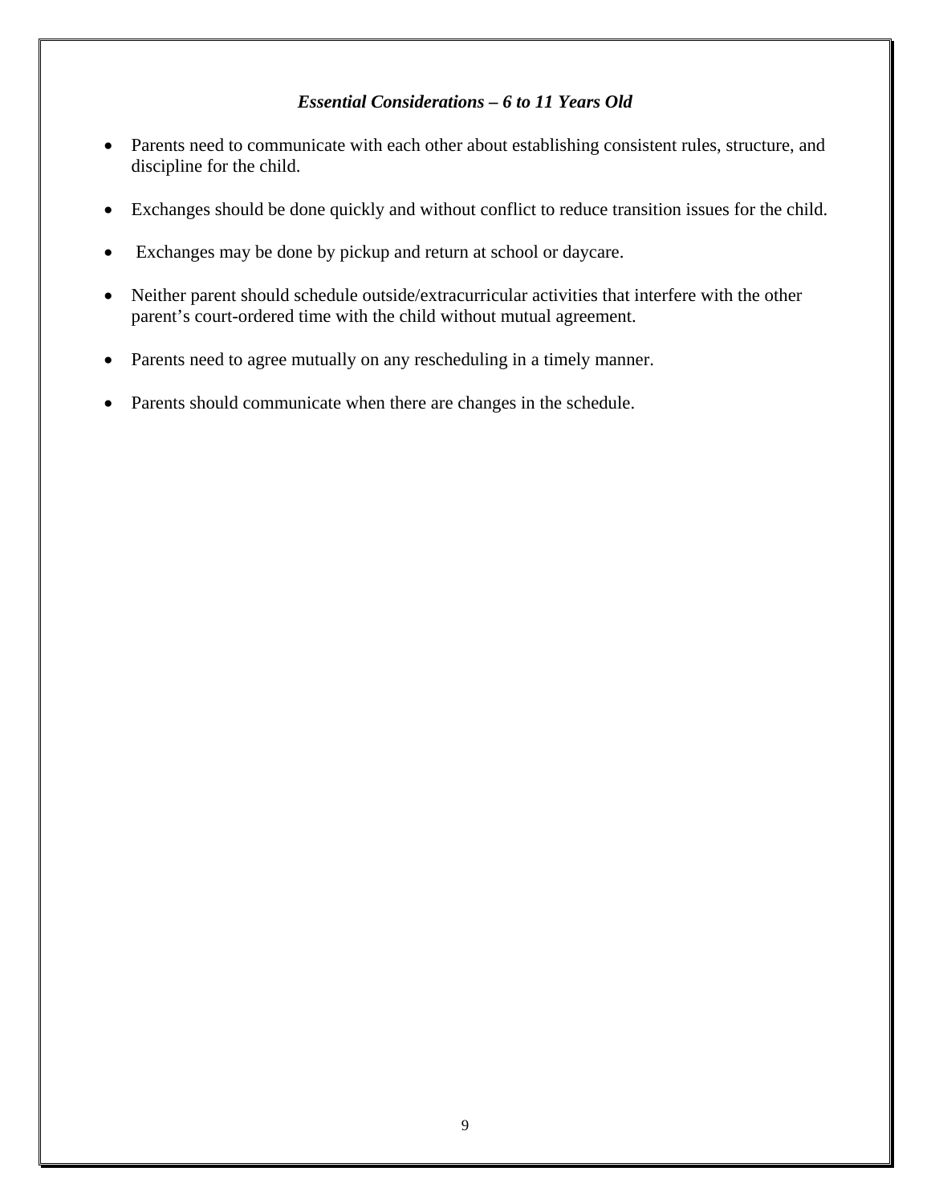### *Essential Considerations – 6 to 11 Years Old*

- Parents need to communicate with each other about establishing consistent rules, structure, and discipline for the child.
- Exchanges should be done quickly and without conflict to reduce transition issues for the child.
- Exchanges may be done by pickup and return at school or daycare.
- Neither parent should schedule outside/extracurricular activities that interfere with the other parent's court-ordered time with the child without mutual agreement.
- Parents need to agree mutually on any rescheduling in a timely manner.
- Parents should communicate when there are changes in the schedule.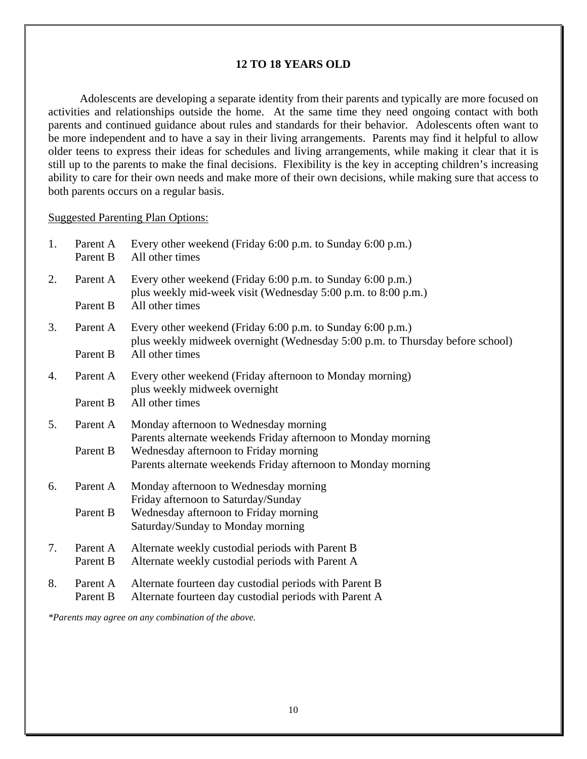## 12 TO 18 YEARS OLD

Adolescents are developing a separate identity from their parents and typically are more focused on activities and relationships outside the home. At the same time they need ongoing contact with both parents and continued guidance about rules and standards for their behavior. Adolescents often want to be more independent and to have a say in their living arrangements. Parents may find it helpful to allow older teens to express their ideas for schedules and living arrangements, while making it clear that it is still up to the parents to make the final decisions. Flexibility is the key in accepting children's increasing ability to care for their own needs and make more of their own decisions, while making sure that access to both parents occurs on a regular basis.

<u>Suggested Parenting Plan Options:</u>

1. Parent A — Every other weekend (Friday 6:00 p.m. to Sunday 6:00 p.m.)
   Parent B — All other times

2. Parent A — Every other weekend (Friday 6:00 p.m. to Sunday 6:00 p.m.) plus weekly mid-week visit (Wednesday 5:00 p.m. to 8:00 p.m.)
   Parent B — All other times

3. Parent A — Every other weekend (Friday 6:00 p.m. to Sunday 6:00 p.m.) plus weekly midweek overnight (Wednesday 5:00 p.m. to Thursday before school)
   Parent B — All other times

4. Parent A — Every other weekend (Friday afternoon to Monday morning) plus weekly midweek overnight
   Parent B — All other times

5. Parent A — Monday afternoon to Wednesday morning
   Parents alternate weekends Friday afternoon to Monday morning
   Parent B — Wednesday afternoon to Friday morning
   Parents alternate weekends Friday afternoon to Monday morning

6. Parent A — Monday afternoon to Wednesday morning
   Friday afternoon to Saturday/Sunday
   Parent B — Wednesday afternoon to Friday morning
   Saturday/Sunday to Monday morning

7. Parent A — Alternate weekly custodial periods with Parent B
   Parent B — Alternate weekly custodial periods with Parent A

8. Parent A — Alternate fourteen day custodial periods with Parent B
   Parent B — Alternate fourteen day custodial periods with Parent A

*\*Parents may agree on any combination of the above.*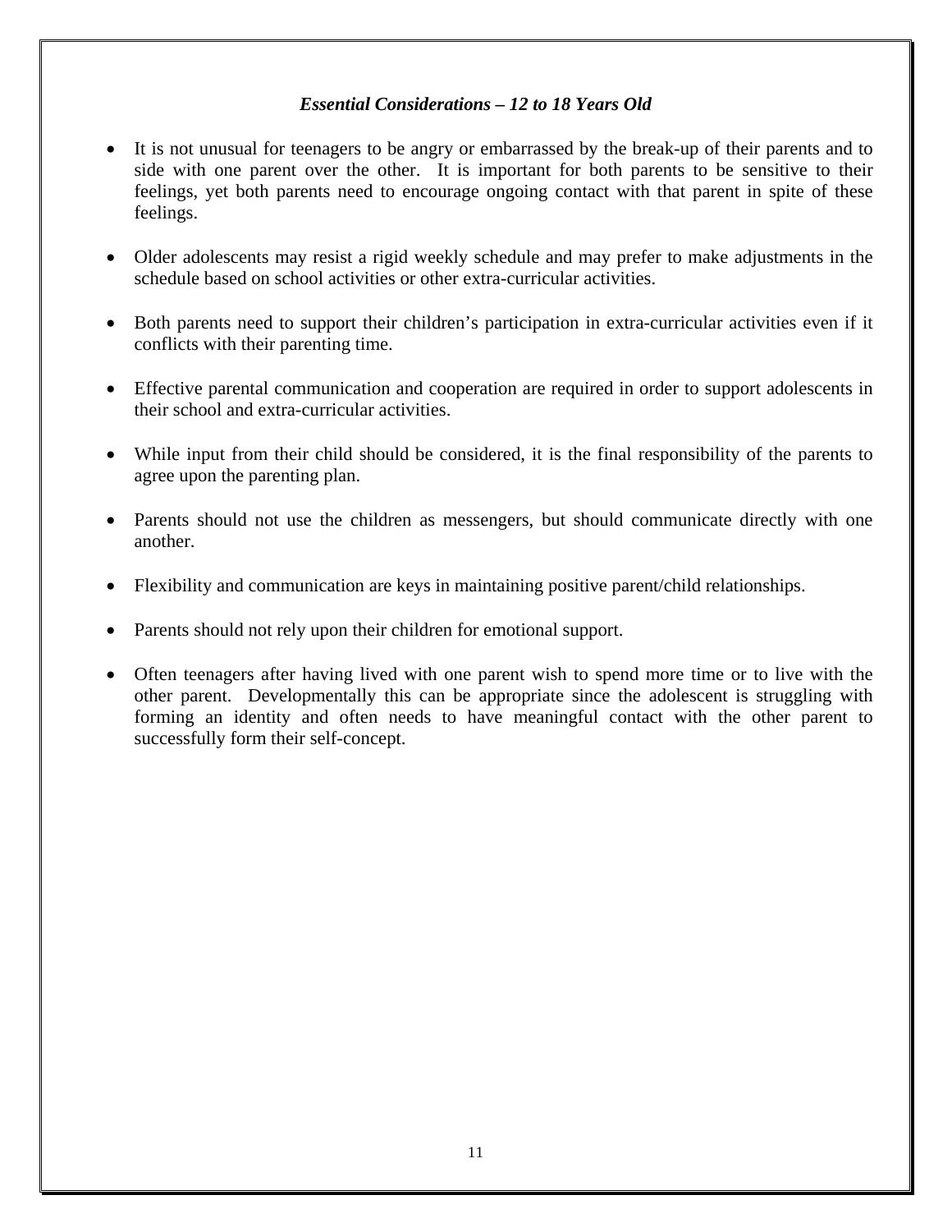### *Essential Considerations – 12 to 18 Years Old*

- It is not unusual for teenagers to be angry or embarrassed by the break-up of their parents and to side with one parent over the other. It is important for both parents to be sensitive to their feelings, yet both parents need to encourage ongoing contact with that parent in spite of these feelings.

- Older adolescents may resist a rigid weekly schedule and may prefer to make adjustments in the schedule based on school activities or other extra-curricular activities.

- Both parents need to support their children's participation in extra-curricular activities even if it conflicts with their parenting time.

- Effective parental communication and cooperation are required in order to support adolescents in their school and extra-curricular activities.

- While input from their child should be considered, it is the final responsibility of the parents to agree upon the parenting plan.

- Parents should not use the children as messengers, but should communicate directly with one another.

- Flexibility and communication are keys in maintaining positive parent/child relationships.

- Parents should not rely upon their children for emotional support.

- Often teenagers after having lived with one parent wish to spend more time or to live with the other parent. Developmentally this can be appropriate since the adolescent is struggling with forming an identity and often needs to have meaningful contact with the other parent to successfully form their self-concept.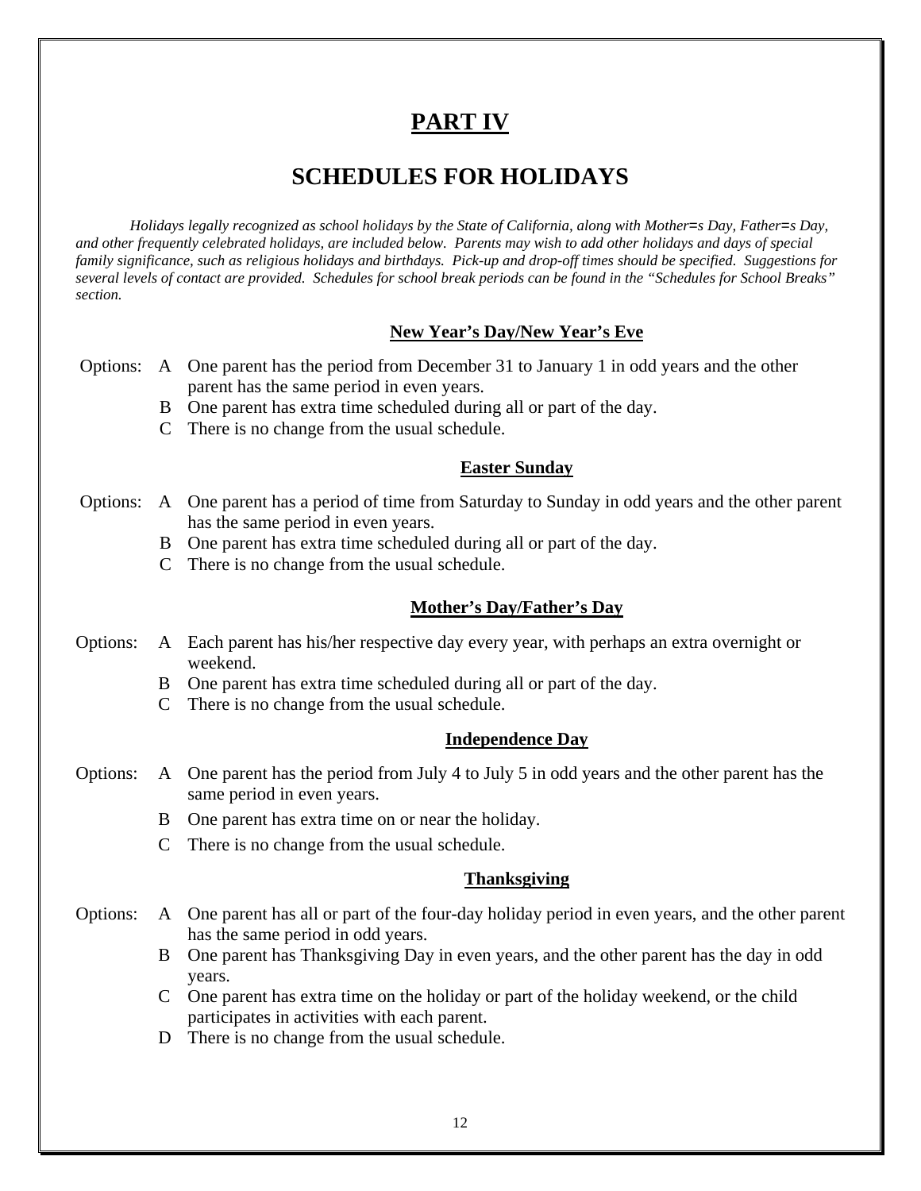# PART IV

## SCHEDULES FOR HOLIDAYS

*Holidays legally recognized as school holidays by the State of California, along with Mother=s Day, Father=s Day, and other frequently celebrated holidays, are included below. Parents may wish to add other holidays and days of special family significance, such as religious holidays and birthdays. Pick-up and drop-off times should be specified. Suggestions for several levels of contact are provided. Schedules for school break periods can be found in the "Schedules for School Breaks" section.*

### New Year's Day/New Year's Eve

Options:
- A One parent has the period from December 31 to January 1 in odd years and the other parent has the same period in even years.
- B One parent has extra time scheduled during all or part of the day.
- C There is no change from the usual schedule.

### Easter Sunday

Options:
- A One parent has a period of time from Saturday to Sunday in odd years and the other parent has the same period in even years.
- B One parent has extra time scheduled during all or part of the day.
- C There is no change from the usual schedule.

### Mother's Day/Father's Day

Options:
- A Each parent has his/her respective day every year, with perhaps an extra overnight or weekend.
- B One parent has extra time scheduled during all or part of the day.
- C There is no change from the usual schedule.

### Independence Day

Options:
- A One parent has the period from July 4 to July 5 in odd years and the other parent has the same period in even years.
- B One parent has extra time on or near the holiday.
- C There is no change from the usual schedule.

### Thanksgiving

Options:
- A One parent has all or part of the four-day holiday period in even years, and the other parent has the same period in odd years.
- B One parent has Thanksgiving Day in even years, and the other parent has the day in odd years.
- C One parent has extra time on the holiday or part of the holiday weekend, or the child participates in activities with each parent.
- D There is no change from the usual schedule.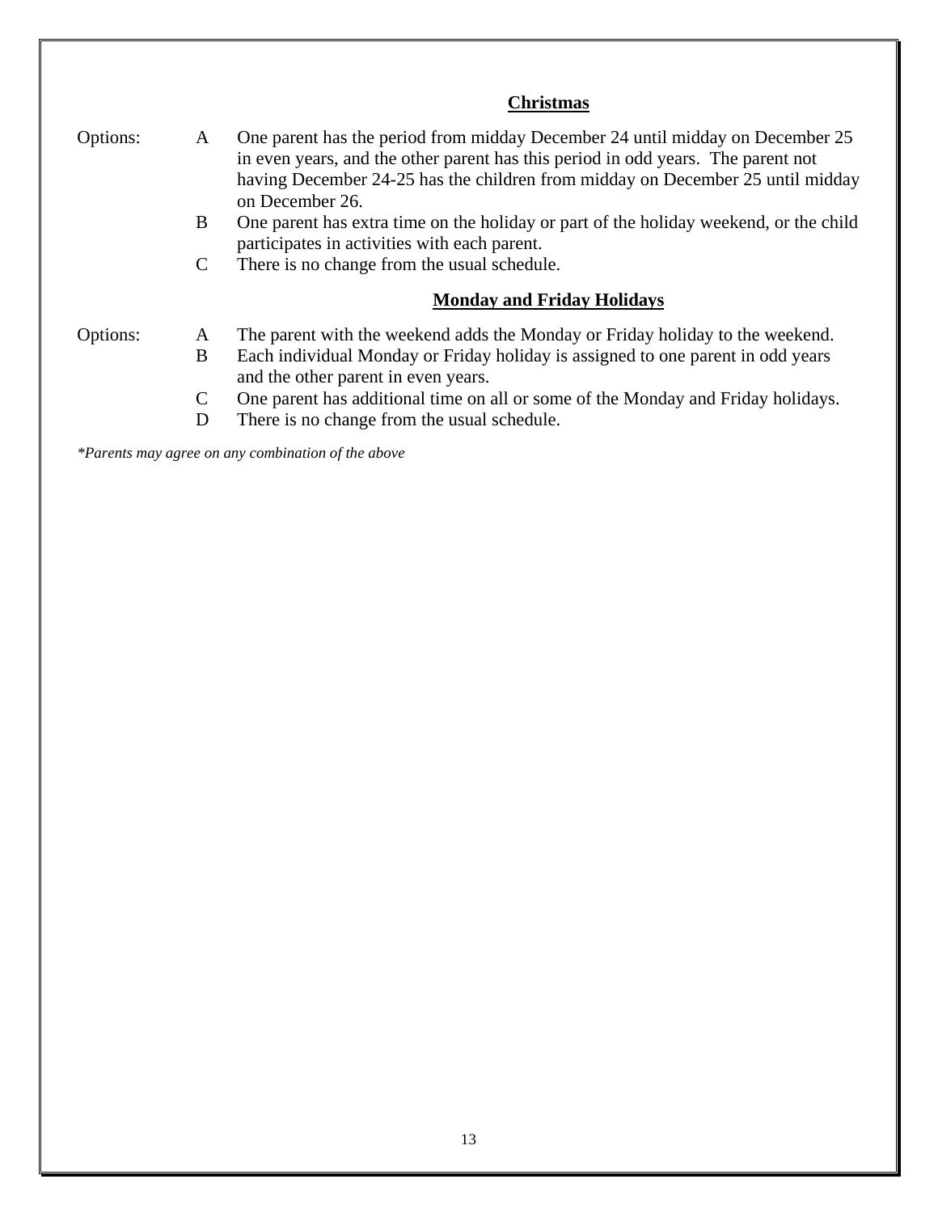## Christmas

Options:

- A One parent has the period from midday December 24 until midday on December 25 in even years, and the other parent has this period in odd years. The parent not having December 24-25 has the children from midday on December 25 until midday on December 26.
- B One parent has extra time on the holiday or part of the holiday weekend, or the child participates in activities with each parent.
- C There is no change from the usual schedule.

## Monday and Friday Holidays

Options:

- A The parent with the weekend adds the Monday or Friday holiday to the weekend.
- B Each individual Monday or Friday holiday is assigned to one parent in odd years and the other parent in even years.
- C One parent has additional time on all or some of the Monday and Friday holidays.
- D There is no change from the usual schedule.

*\*Parents may agree on any combination of the above*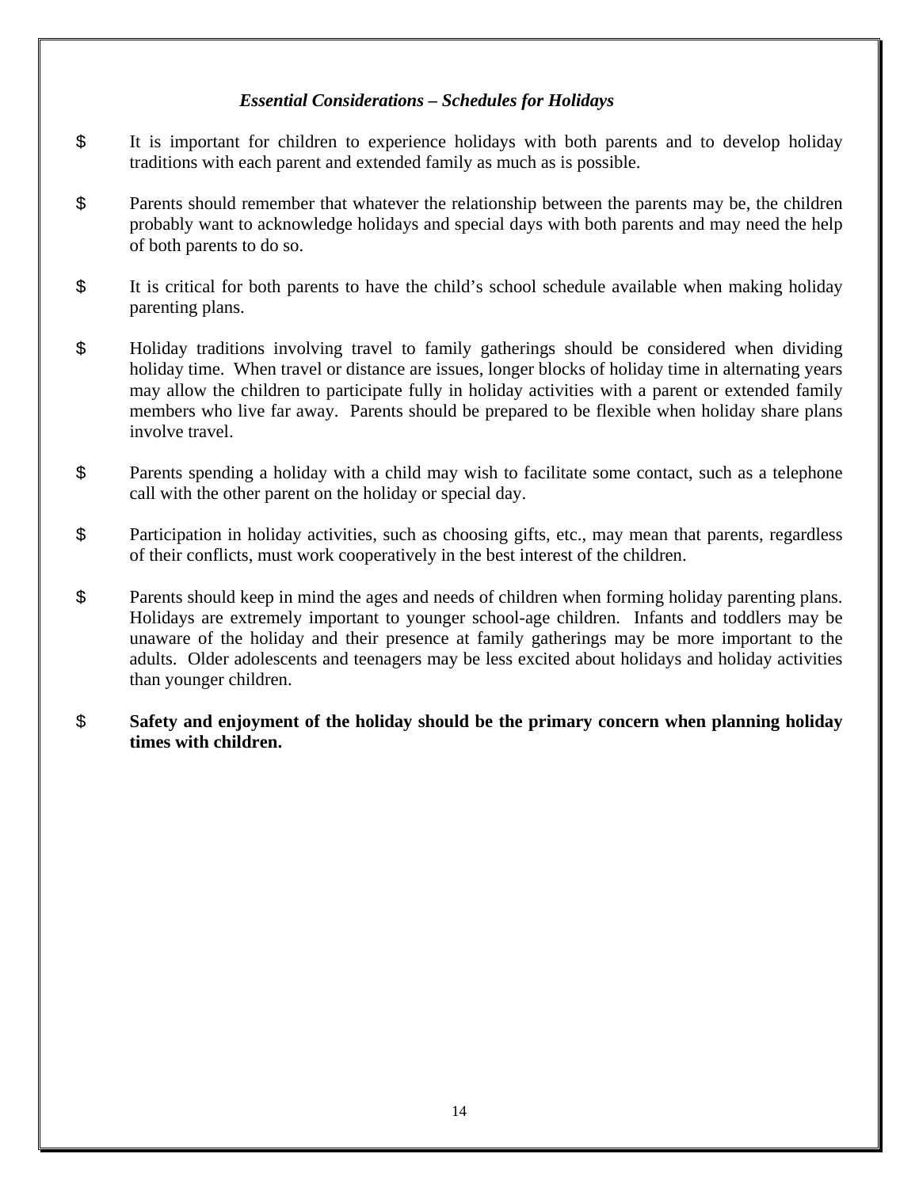### *Essential Considerations – Schedules for Holidays*

- It is important for children to experience holidays with both parents and to develop holiday traditions with each parent and extended family as much as is possible.

- Parents should remember that whatever the relationship between the parents may be, the children probably want to acknowledge holidays and special days with both parents and may need the help of both parents to do so.

- It is critical for both parents to have the child's school schedule available when making holiday parenting plans.

- Holiday traditions involving travel to family gatherings should be considered when dividing holiday time. When travel or distance are issues, longer blocks of holiday time in alternating years may allow the children to participate fully in holiday activities with a parent or extended family members who live far away. Parents should be prepared to be flexible when holiday share plans involve travel.

- Parents spending a holiday with a child may wish to facilitate some contact, such as a telephone call with the other parent on the holiday or special day.

- Participation in holiday activities, such as choosing gifts, etc., may mean that parents, regardless of their conflicts, must work cooperatively in the best interest of the children.

- Parents should keep in mind the ages and needs of children when forming holiday parenting plans. Holidays are extremely important to younger school-age children. Infants and toddlers may be unaware of the holiday and their presence at family gatherings may be more important to the adults. Older adolescents and teenagers may be less excited about holidays and holiday activities than younger children.

- **Safety and enjoyment of the holiday should be the primary concern when planning holiday times with children.**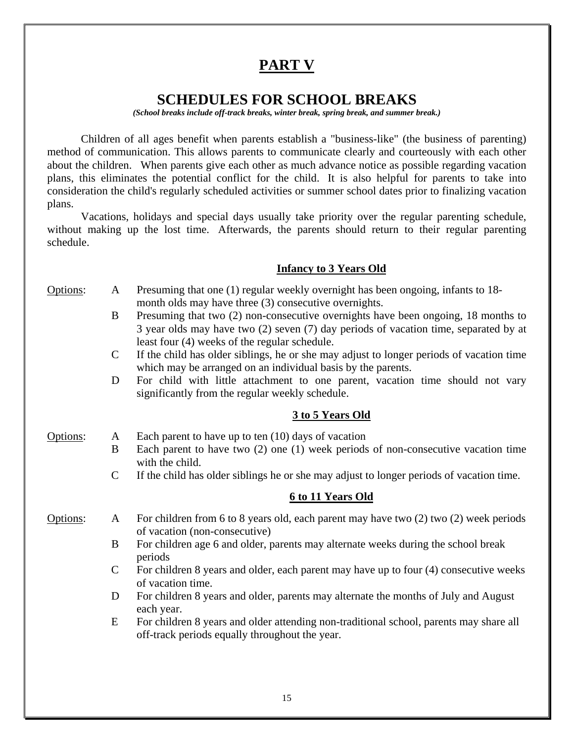# PART V

## SCHEDULES FOR SCHOOL BREAKS

*(School breaks include off-track breaks, winter break, spring break, and summer break.)*

Children of all ages benefit when parents establish a "business-like" (the business of parenting) method of communication. This allows parents to communicate clearly and courteously with each other about the children. When parents give each other as much advance notice as possible regarding vacation plans, this eliminates the potential conflict for the child. It is also helpful for parents to take into consideration the child's regularly scheduled activities or summer school dates prior to finalizing vacation plans.

Vacations, holidays and special days usually take priority over the regular parenting schedule, without making up the lost time. Afterwards, the parents should return to their regular parenting schedule.

### Infancy to 3 Years Old

Options:

- A Presuming that one (1) regular weekly overnight has been ongoing, infants to 18-month olds may have three (3) consecutive overnights.
- B Presuming that two (2) non-consecutive overnights have been ongoing, 18 months to 3 year olds may have two (2) seven (7) day periods of vacation time, separated by at least four (4) weeks of the regular schedule.
- C If the child has older siblings, he or she may adjust to longer periods of vacation time which may be arranged on an individual basis by the parents.
- D For child with little attachment to one parent, vacation time should not vary significantly from the regular weekly schedule.

### 3 to 5 Years Old

Options:

- A Each parent to have up to ten (10) days of vacation
- B Each parent to have two (2) one (1) week periods of non-consecutive vacation time with the child.
- C If the child has older siblings he or she may adjust to longer periods of vacation time.

### 6 to 11 Years Old

Options:

- A For children from 6 to 8 years old, each parent may have two (2) two (2) week periods of vacation (non-consecutive)
- B For children age 6 and older, parents may alternate weeks during the school break periods
- C For children 8 years and older, each parent may have up to four (4) consecutive weeks of vacation time.
- D For children 8 years and older, parents may alternate the months of July and August each year.
- E For children 8 years and older attending non-traditional school, parents may share all off-track periods equally throughout the year.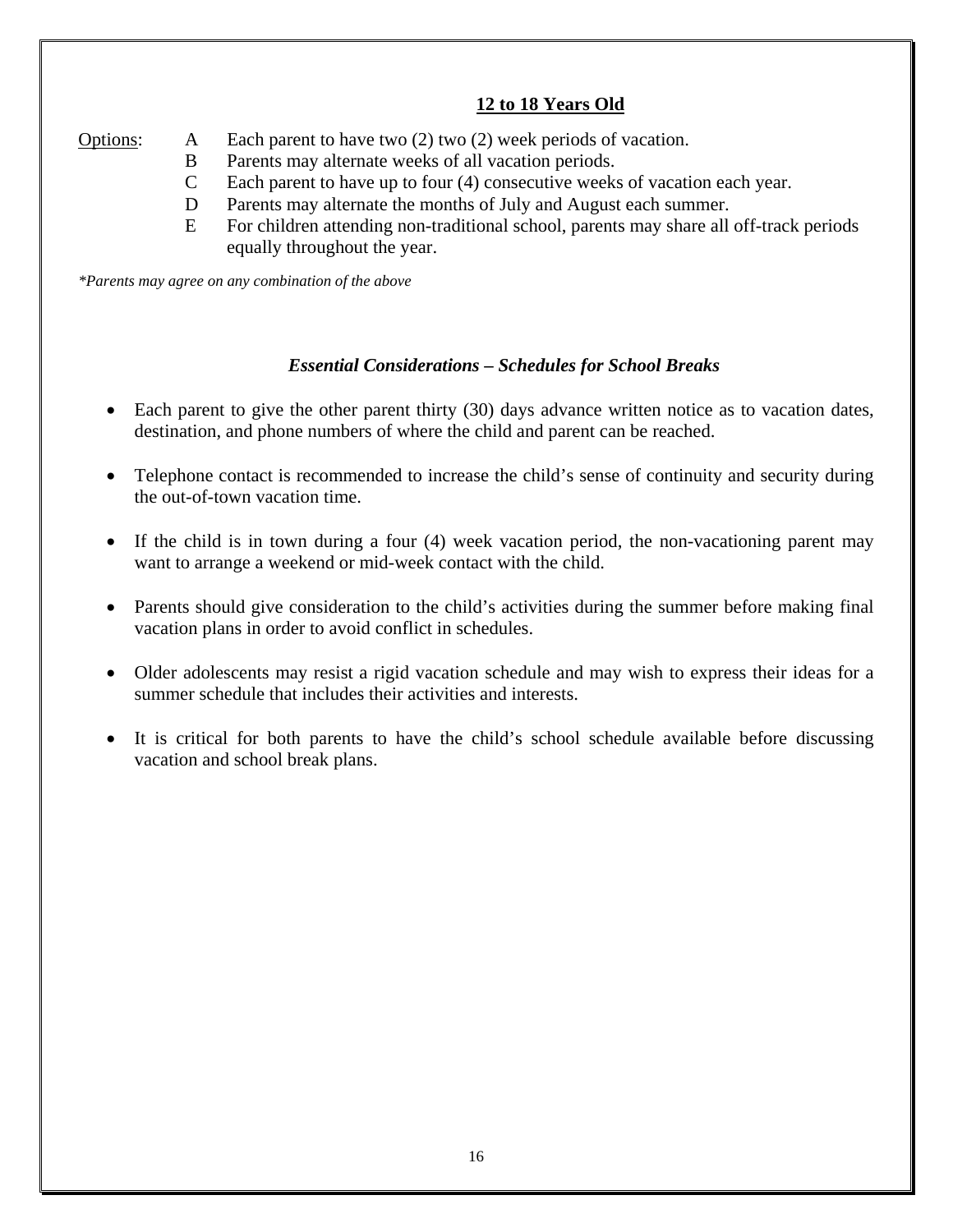## 12 to 18 Years Old

Options:

- A Each parent to have two (2) two (2) week periods of vacation.
- B Parents may alternate weeks of all vacation periods.
- C Each parent to have up to four (4) consecutive weeks of vacation each year.
- D Parents may alternate the months of July and August each summer.
- E For children attending non-traditional school, parents may share all off-track periods equally throughout the year.

*\*Parents may agree on any combination of the above*

### *Essential Considerations – Schedules for School Breaks*

- Each parent to give the other parent thirty (30) days advance written notice as to vacation dates, destination, and phone numbers of where the child and parent can be reached.
- Telephone contact is recommended to increase the child's sense of continuity and security during the out-of-town vacation time.
- If the child is in town during a four (4) week vacation period, the non-vacationing parent may want to arrange a weekend or mid-week contact with the child.
- Parents should give consideration to the child's activities during the summer before making final vacation plans in order to avoid conflict in schedules.
- Older adolescents may resist a rigid vacation schedule and may wish to express their ideas for a summer schedule that includes their activities and interests.
- It is critical for both parents to have the child's school schedule available before discussing vacation and school break plans.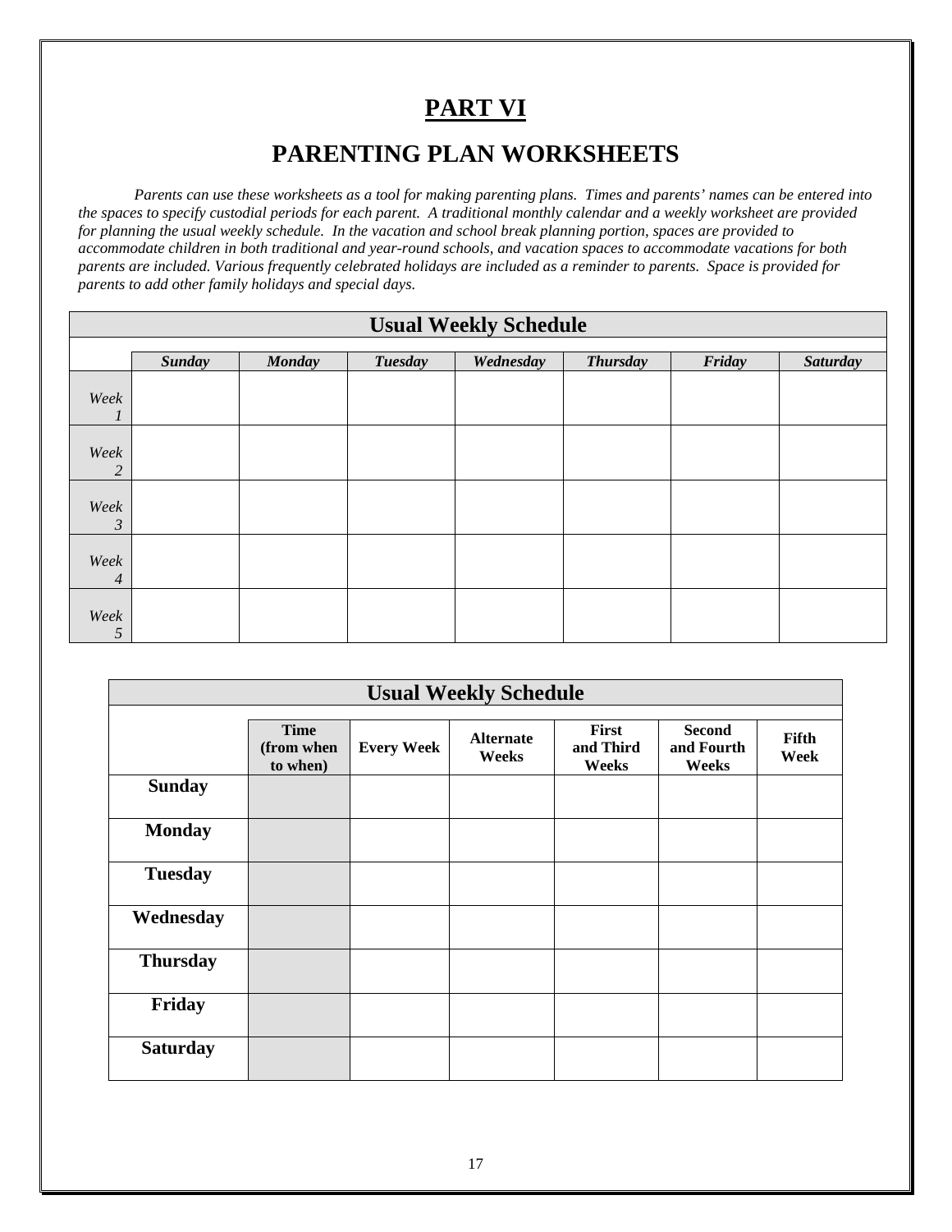# PART VI

## PARENTING PLAN WORKSHEETS

*Parents can use these worksheets as a tool for making parenting plans. Times and parents' names can be entered into the spaces to specify custodial periods for each parent. A traditional monthly calendar and a weekly worksheet are provided for planning the usual weekly schedule. In the vacation and school break planning portion, spaces are provided to accommodate children in both traditional and year-round schools, and vacation spaces to accommodate vacations for both parents are included. Various frequently celebrated holidays are included as a reminder to parents. Space is provided for parents to add other family holidays and special days.*

| **Usual Weekly Schedule** | | | | | | | |
|---|---|---|---|---|---|---|---|
| | ***Sunday*** | ***Monday*** | ***Tuesday*** | ***Wednesday*** | ***Thursday*** | ***Friday*** | ***Saturday*** |
| *Week 1* | | | | | | | |
| *Week 2* | | | | | | | |
| *Week 3* | | | | | | | |
| *Week 4* | | | | | | | |
| *Week 5* | | | | | | | |

| **Usual Weekly Schedule** | | | | | | |
|---|---|---|---|---|---|---|
| | **Time (from when to when)** | **Every Week** | **Alternate Weeks** | **First and Third Weeks** | **Second and Fourth Weeks** | **Fifth Week** |
| **Sunday** | | | | | | |
| **Monday** | | | | | | |
| **Tuesday** | | | | | | |
| **Wednesday** | | | | | | |
| **Thursday** | | | | | | |
| **Friday** | | | | | | |
| **Saturday** | | | | | | |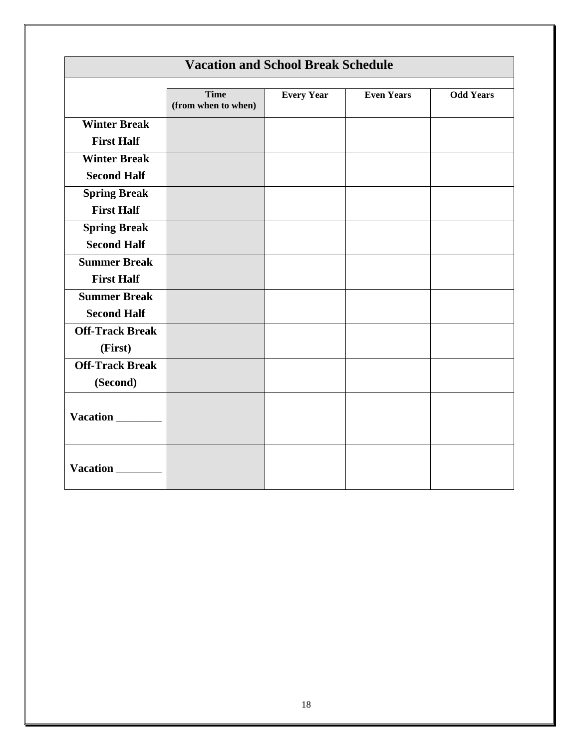| Vacation and School Break Schedule | | | | |
|---|---|---|---|---|
| | **Time (from when to when)** | **Every Year** | **Even Years** | **Odd Years** |
| **Winter Break First Half** | | | | |
| **Winter Break Second Half** | | | | |
| **Spring Break First Half** | | | | |
| **Spring Break Second Half** | | | | |
| **Summer Break First Half** | | | | |
| **Summer Break Second Half** | | | | |
| **Off-Track Break (First)** | | | | |
| **Off-Track Break (Second)** | | | | |
| **Vacation ________** | | | | |
| **Vacation ________** | | | | |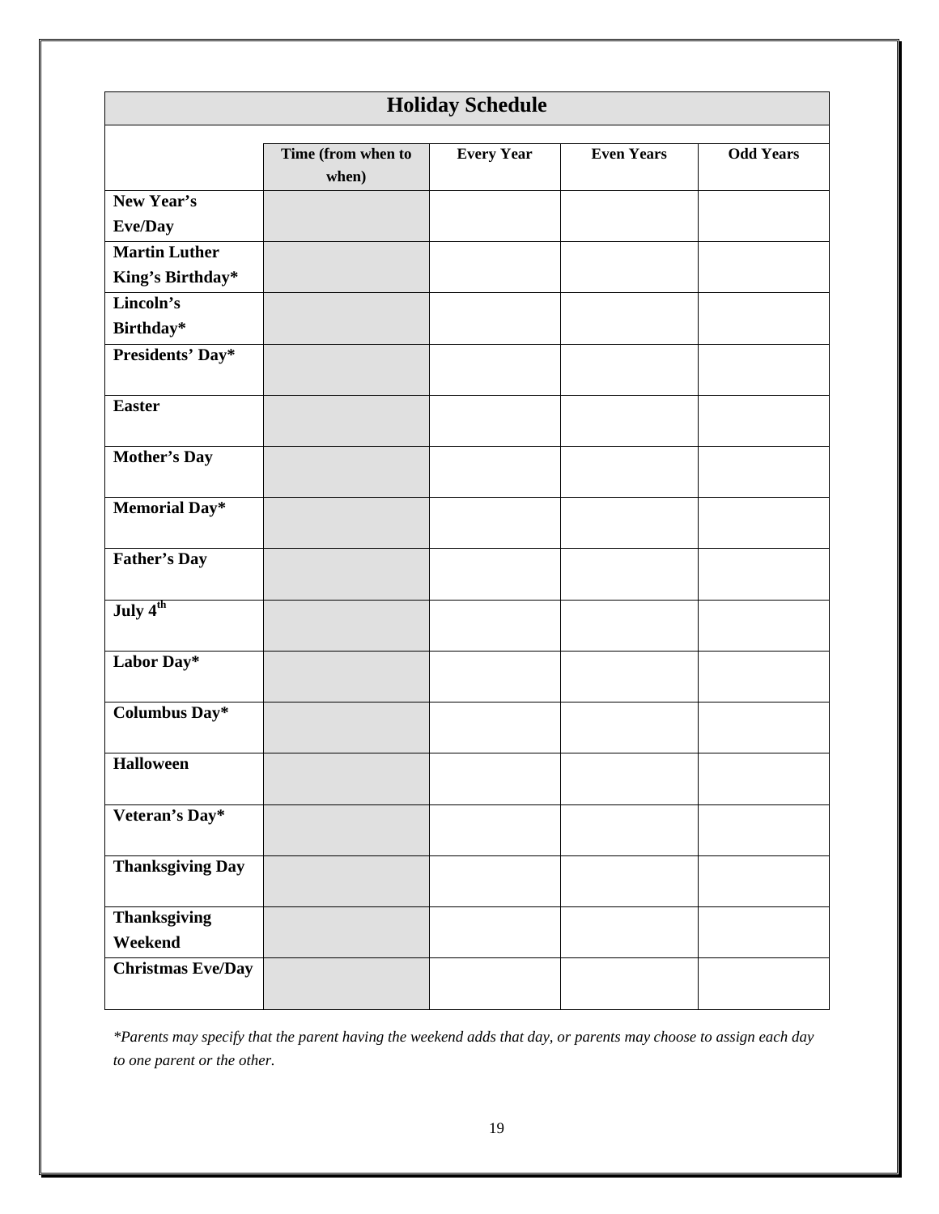# Holiday Schedule

| | Time (from when to when) | Every Year | Even Years | Odd Years |
|---|---|---|---|---|
| **New Year's Eve/Day** | | | | |
| **Martin Luther King's Birthday*** | | | | |
| **Lincoln's Birthday*** | | | | |
| **Presidents' Day*** | | | | |
| **Easter** | | | | |
| **Mother's Day** | | | | |
| **Memorial Day*** | | | | |
| **Father's Day** | | | | |
| **July 4th** | | | | |
| **Labor Day*** | | | | |
| **Columbus Day*** | | | | |
| **Halloween** | | | | |
| **Veteran's Day*** | | | | |
| **Thanksgiving Day** | | | | |
| **Thanksgiving Weekend** | | | | |
| **Christmas Eve/Day** | | | | |

*\*Parents may specify that the parent having the weekend adds that day, or parents may choose to assign each day to one parent or the other.*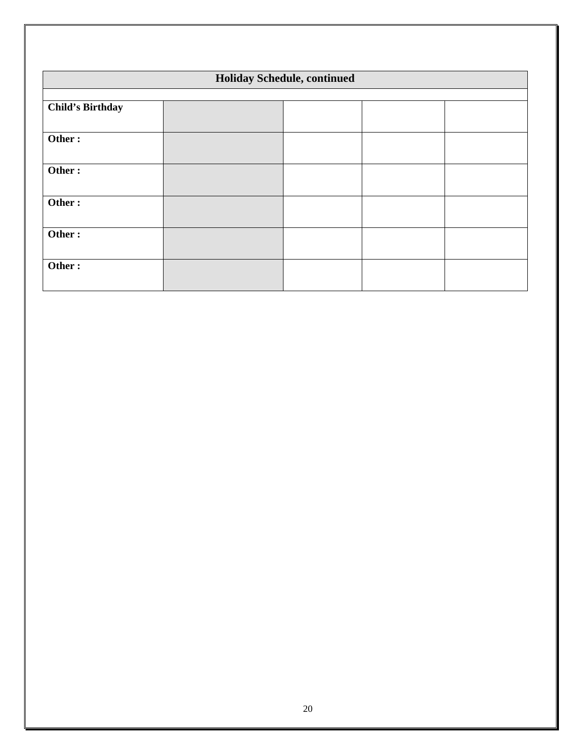| Holiday Schedule, continued | | | | |
|---|---|---|---|---|
| | | | | |
| **Child's Birthday** | | | | |
| **Other :** | | | | |
| **Other :** | | | | |
| **Other :** | | | | |
| **Other :** | | | | |
| **Other :** | | | | |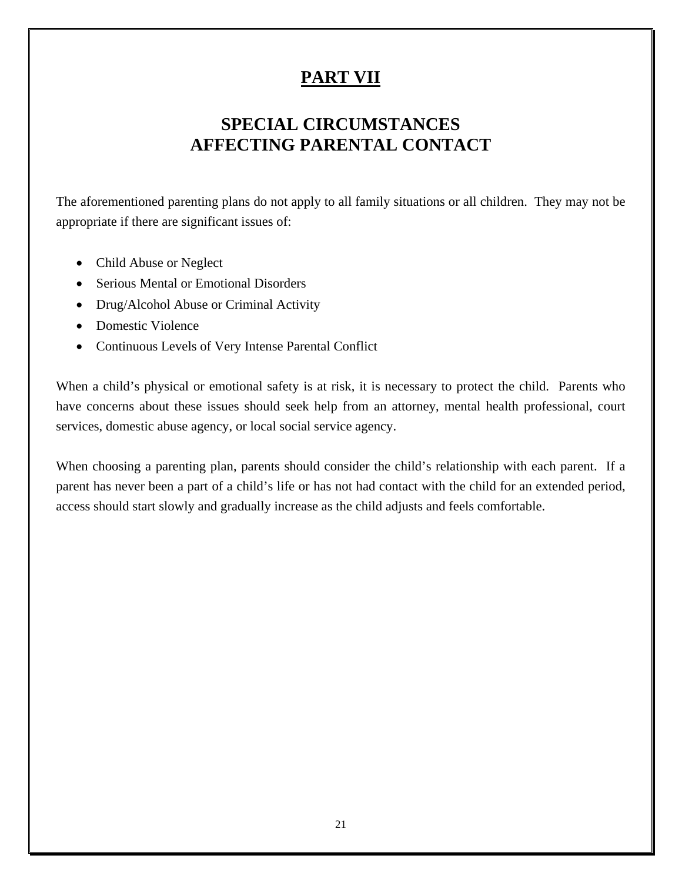# PART VII

## SPECIAL CIRCUMSTANCES AFFECTING PARENTAL CONTACT

The aforementioned parenting plans do not apply to all family situations or all children. They may not be appropriate if there are significant issues of:

- Child Abuse or Neglect
- Serious Mental or Emotional Disorders
- Drug/Alcohol Abuse or Criminal Activity
- Domestic Violence
- Continuous Levels of Very Intense Parental Conflict

When a child's physical or emotional safety is at risk, it is necessary to protect the child. Parents who have concerns about these issues should seek help from an attorney, mental health professional, court services, domestic abuse agency, or local social service agency.

When choosing a parenting plan, parents should consider the child's relationship with each parent. If a parent has never been a part of a child's life or has not had contact with the child for an extended period, access should start slowly and gradually increase as the child adjusts and feels comfortable.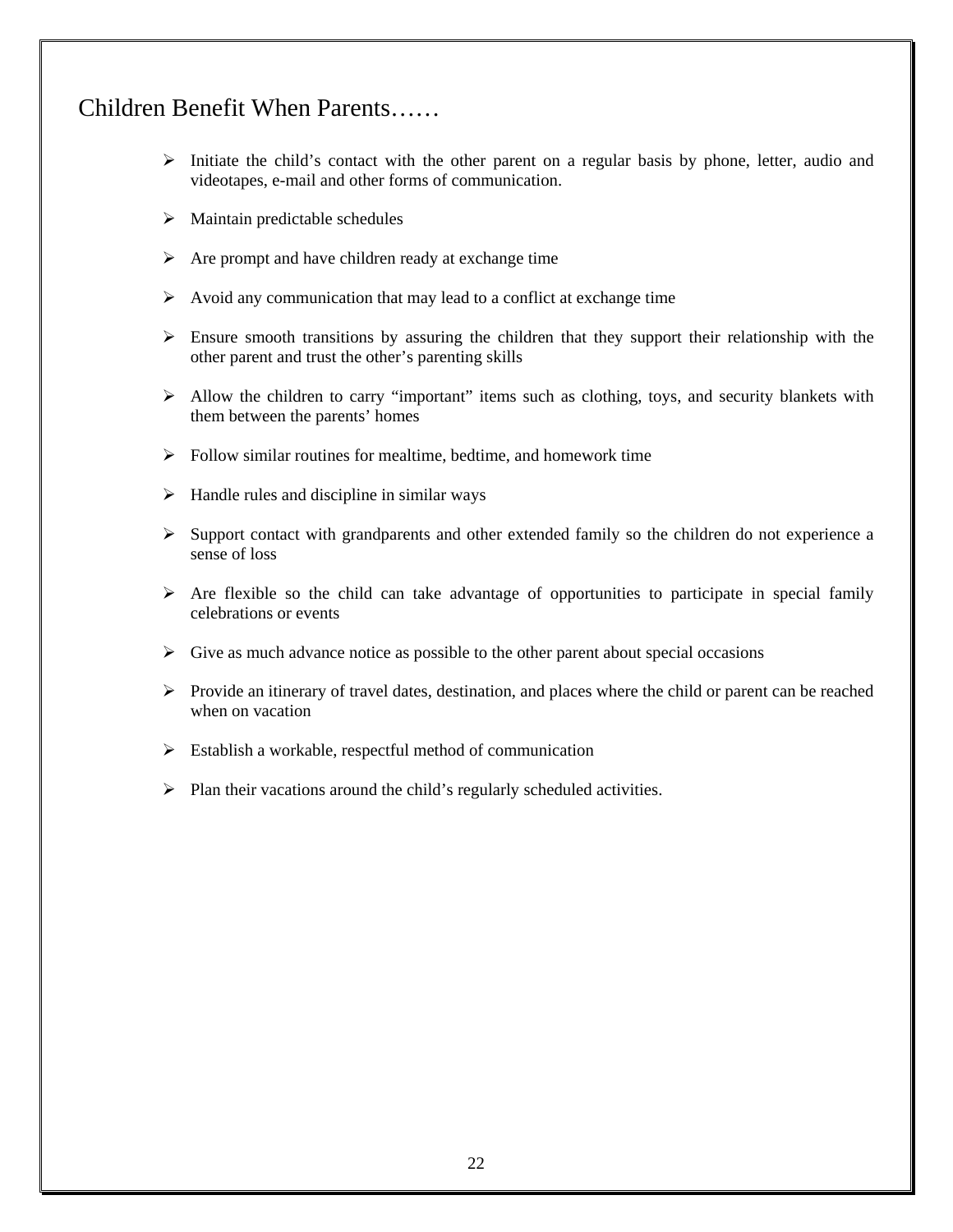# Children Benefit When Parents……

- Initiate the child's contact with the other parent on a regular basis by phone, letter, audio and videotapes, e-mail and other forms of communication.
- Maintain predictable schedules
- Are prompt and have children ready at exchange time
- Avoid any communication that may lead to a conflict at exchange time
- Ensure smooth transitions by assuring the children that they support their relationship with the other parent and trust the other's parenting skills
- Allow the children to carry "important" items such as clothing, toys, and security blankets with them between the parents' homes
- Follow similar routines for mealtime, bedtime, and homework time
- Handle rules and discipline in similar ways
- Support contact with grandparents and other extended family so the children do not experience a sense of loss
- Are flexible so the child can take advantage of opportunities to participate in special family celebrations or events
- Give as much advance notice as possible to the other parent about special occasions
- Provide an itinerary of travel dates, destination, and places where the child or parent can be reached when on vacation
- Establish a workable, respectful method of communication
- Plan their vacations around the child's regularly scheduled activities.